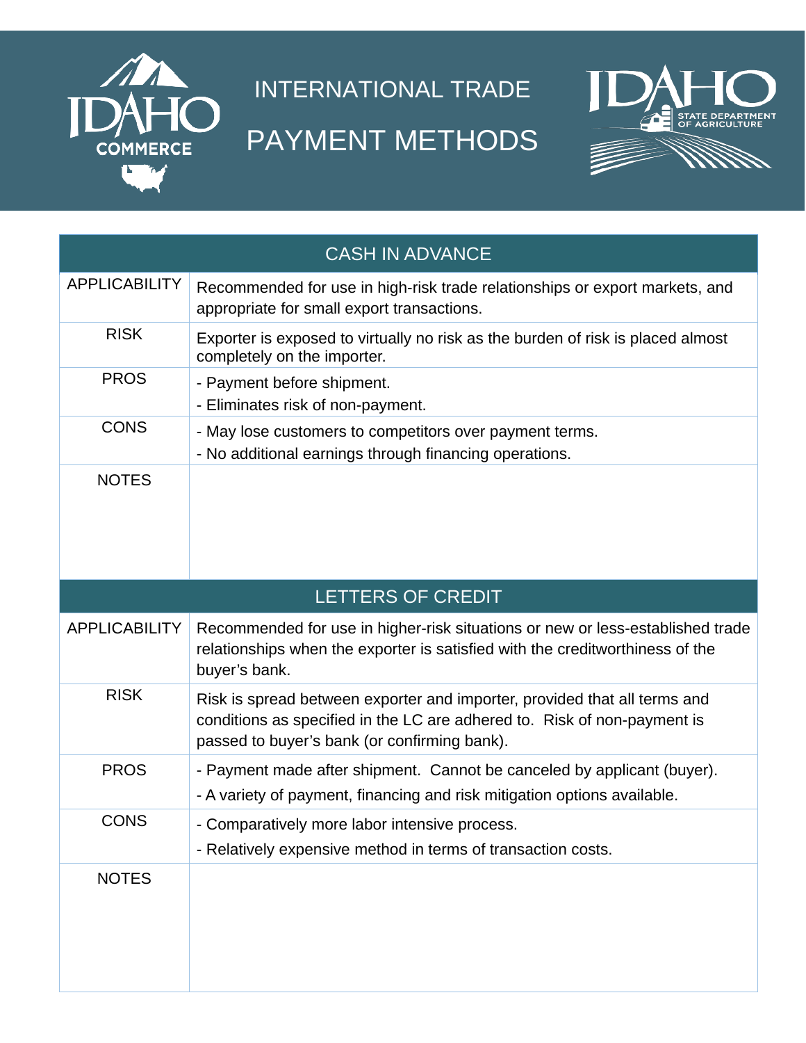# INTERNATIONAL TRADE PAYMENT METHODS

| CASH IN ADVANCE | |
|---|---|
| APPLICABILITY | Recommended for use in high-risk trade relationships or export markets, and appropriate for small export transactions. |
| RISK | Exporter is exposed to virtually no risk as the burden of risk is placed almost completely on the importer. |
| PROS | - Payment before shipment.<br>- Eliminates risk of non-payment. |
| CONS | - May lose customers to competitors over payment terms.<br>- No additional earnings through financing operations. |
| NOTES | |

| LETTERS OF CREDIT | |
|---|---|
| APPLICABILITY | Recommended for use in higher-risk situations or new or less-established trade relationships when the exporter is satisfied with the creditworthiness of the buyer's bank. |
| RISK | Risk is spread between exporter and importer, provided that all terms and conditions as specified in the LC are adhered to. Risk of non-payment is passed to buyer's bank (or confirming bank). |
| PROS | - Payment made after shipment. Cannot be canceled by applicant (buyer).<br>- A variety of payment, financing and risk mitigation options available. |
| CONS | - Comparatively more labor intensive process.<br>- Relatively expensive method in terms of transaction costs. |
| NOTES | |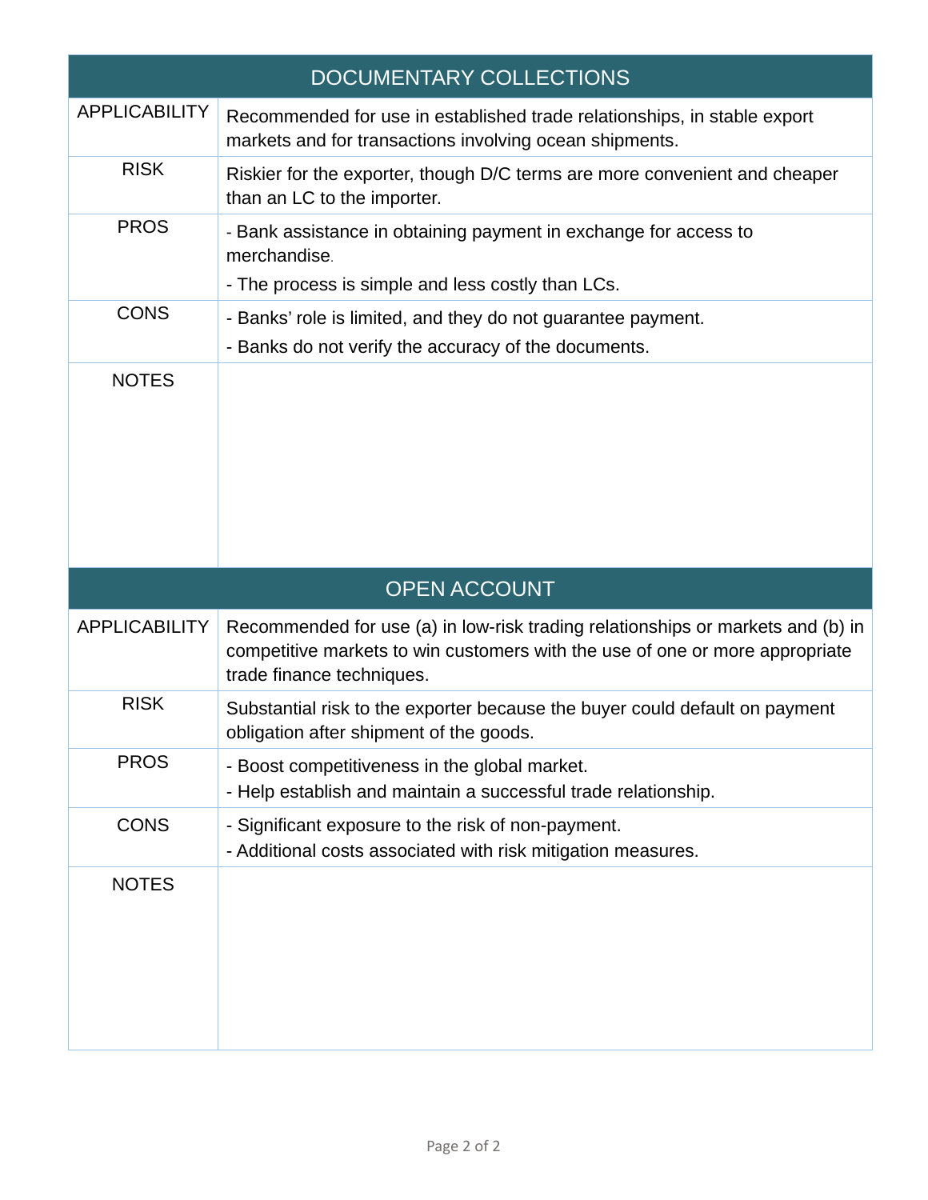| DOCUMENTARY COLLECTIONS | |
| --- | --- |
| APPLICABILITY | Recommended for use in established trade relationships, in stable export markets and for transactions involving ocean shipments. |
| RISK | Riskier for the exporter, though D/C terms are more convenient and cheaper than an LC to the importer. |
| PROS | - Bank assistance in obtaining payment in exchange for access to merchandise.<br>- The process is simple and less costly than LCs. |
| CONS | - Banks' role is limited, and they do not guarantee payment.<br>- Banks do not verify the accuracy of the documents. |
| NOTES | |

| OPEN ACCOUNT | |
| --- | --- |
| APPLICABILITY | Recommended for use (a) in low-risk trading relationships or markets and (b) in competitive markets to win customers with the use of one or more appropriate trade finance techniques. |
| RISK | Substantial risk to the exporter because the buyer could default on payment obligation after shipment of the goods. |
| PROS | - Boost competitiveness in the global market.<br>- Help establish and maintain a successful trade relationship. |
| CONS | - Significant exposure to the risk of non-payment.<br>- Additional costs associated with risk mitigation measures. |
| NOTES | |